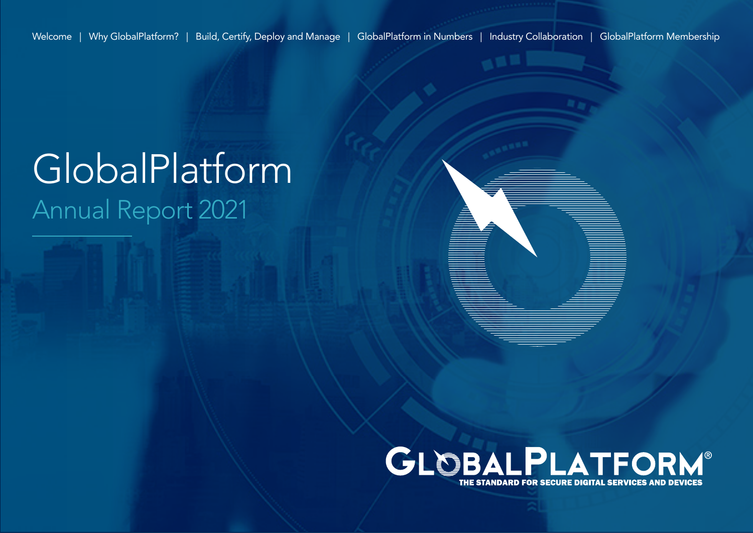Welcome | Why GlobalPlatform? | Build, Certify, Deploy and Manage | GlobalPlatform in Numbers | Industry Collaboration | GlobalPlatform Membership

# GlobalPlatform

## Annual Report 2021

GLOBALPLATFORM®

THE STANDARD FOR SECURE DIGITAL SERVICES AND DEVICES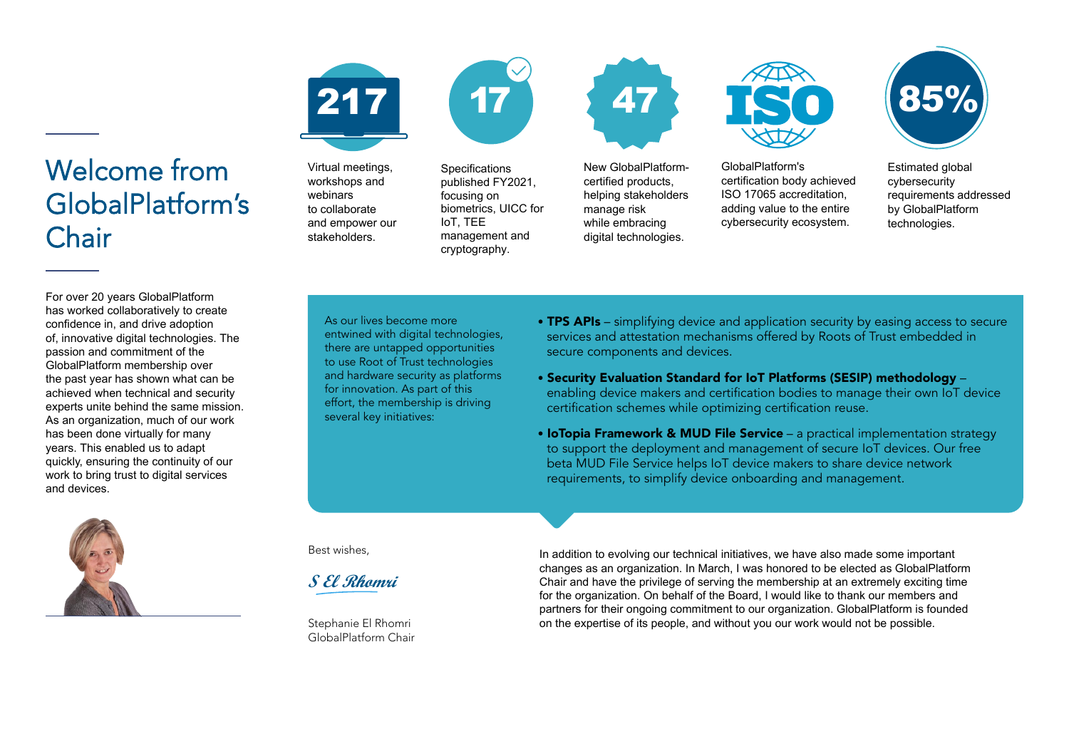# Welcome from GlobalPlatform's Chair

For over 20 years GlobalPlatform has worked collaboratively to create confidence in, and drive adoption of, innovative digital technologies. The passion and commitment of the GlobalPlatform membership over the past year has shown what can be achieved when technical and security experts unite behind the same mission. As an organization, much of our work has been done virtually for many years. This enabled us to adapt quickly, ensuring the continuity of our work to bring trust to digital services and devices.

**217**
Virtual meetings, workshops and webinars to collaborate and empower our stakeholders.

**17**
Specifications published FY2021, focusing on biometrics, UICC for IoT, TEE management and cryptography.

**47**
New GlobalPlatform-certified products, helping stakeholders manage risk while embracing digital technologies.

**ISO**
GlobalPlatform's certification body achieved ISO 17065 accreditation, adding value to the entire cybersecurity ecosystem.

**85%**
Estimated global cybersecurity requirements addressed by GlobalPlatform technologies.

As our lives become more entwined with digital technologies, there are untapped opportunities to use Root of Trust technologies and hardware security as platforms for innovation. As part of this effort, the membership is driving several key initiatives:

- **TPS APIs** – simplifying device and application security by easing access to secure services and attestation mechanisms offered by Roots of Trust embedded in secure components and devices.
- **Security Evaluation Standard for IoT Platforms (SESIP) methodology** – enabling device makers and certification bodies to manage their own IoT device certification schemes while optimizing certification reuse.
- **IoTopia Framework & MUD File Service** – a practical implementation strategy to support the deployment and management of secure IoT devices. Our free beta MUD File Service helps IoT device makers to share device network requirements, to simplify device onboarding and management.

In addition to evolving our technical initiatives, we have also made some important changes as an organization. In March, I was honored to be elected as GlobalPlatform Chair and have the privilege of serving the membership at an extremely exciting time for the organization. On behalf of the Board, I would like to thank our members and partners for their ongoing commitment to our organization. GlobalPlatform is founded on the expertise of its people, and without you our work would not be possible.

Best wishes,

*S El Rhomri*

Stephanie El Rhomri
GlobalPlatform Chair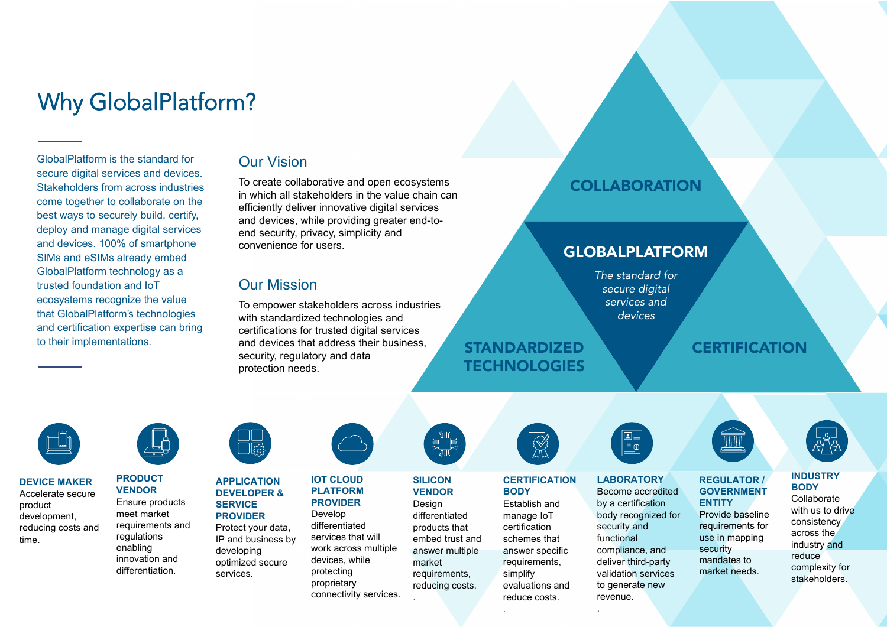# Why GlobalPlatform?

GlobalPlatform is the standard for secure digital services and devices. Stakeholders from across industries come together to collaborate on the best ways to securely build, certify, deploy and manage digital services and devices. 100% of smartphone SIMs and eSIMs already embed GlobalPlatform technology as a trusted foundation and IoT ecosystems recognize the value that GlobalPlatform's technologies and certification expertise can bring to their implementations.

## Our Vision

To create collaborative and open ecosystems in which all stakeholders in the value chain can efficiently deliver innovative digital services and devices, while providing greater end-to-end security, privacy, simplicity and convenience for users.

## Our Mission

To empower stakeholders across industries with standardized technologies and certifications for trusted digital services and devices that address their business, security, regulatory and data protection needs.

**COLLABORATION**

**GLOBALPLATFORM**

*The standard for secure digital services and devices*

**STANDARDIZED TECHNOLOGIES**

**CERTIFICATION**

**DEVICE MAKER**
Accelerate secure product development, reducing costs and time.

**PRODUCT VENDOR**
Ensure products meet market requirements and regulations enabling innovation and differentiation.

**APPLICATION DEVELOPER & SERVICE PROVIDER**
Protect your data, IP and business by developing optimized secure services.

**IOT CLOUD PLATFORM PROVIDER**
Develop differentiated services that will work across multiple devices, while protecting proprietary connectivity services.

**SILICON VENDOR**
Design differentiated products that embed trust and answer multiple market requirements, reducing costs.

**CERTIFICATION BODY**
Establish and manage IoT certification schemes that answer specific requirements, simplify evaluations and reduce costs.

**LABORATORY**
Become accredited by a certification body recognized for security and functional compliance, and deliver third-party validation services to generate new revenue.

**REGULATOR / GOVERNMENT ENTITY**
Provide baseline requirements for use in mapping security mandates to market needs.

**INDUSTRY BODY**
Collaborate with us to drive consistency across the industry and reduce complexity for stakeholders.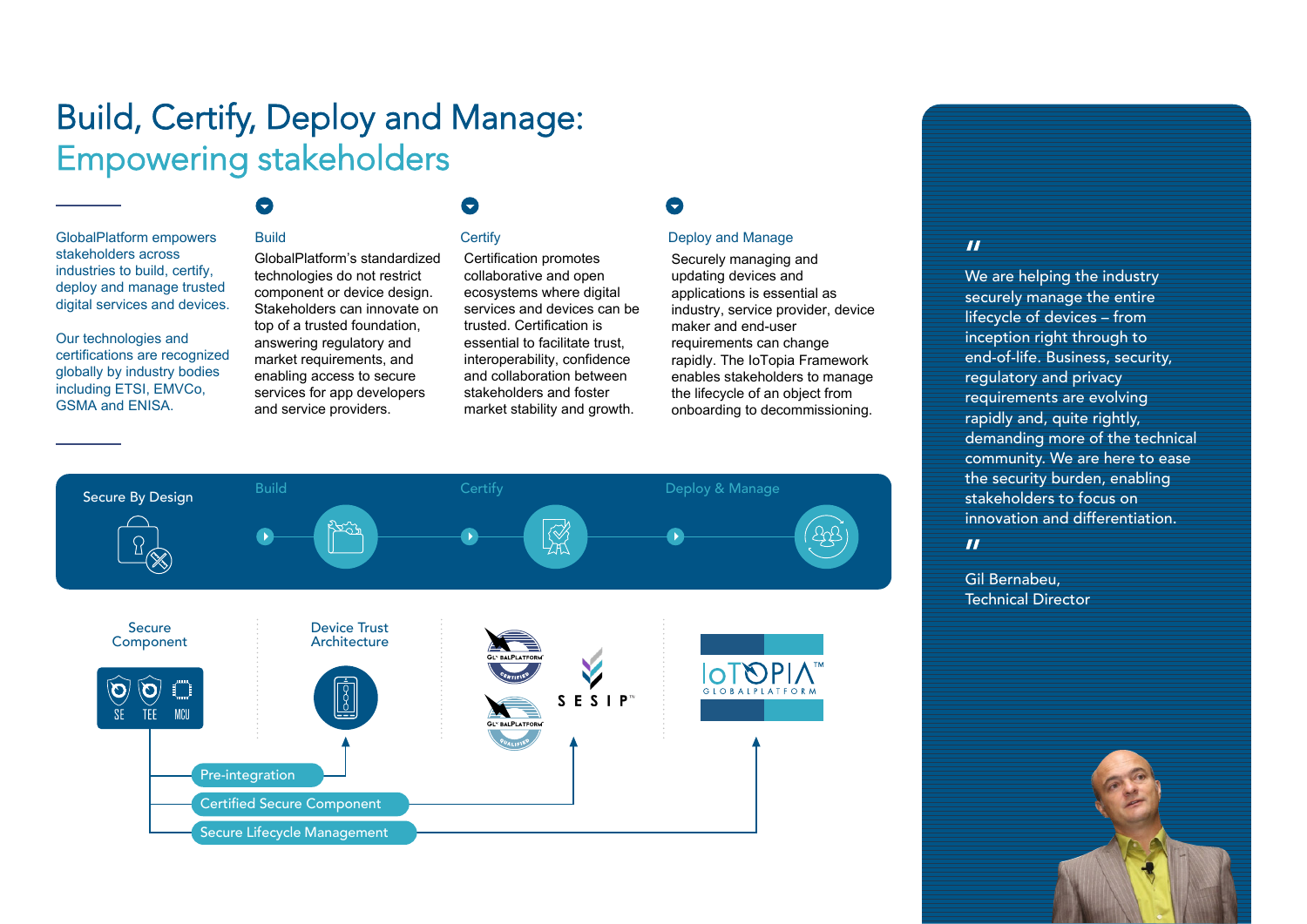# Build, Certify, Deploy and Manage:
## Empowering stakeholders

GlobalPlatform empowers stakeholders across industries to build, certify, deploy and manage trusted digital services and devices.

Our technologies and certifications are recognized globally by industry bodies including ETSI, EMVCo, GSMA and ENISA.

### Build

GlobalPlatform's standardized technologies do not restrict component or device design. Stakeholders can innovate on top of a trusted foundation, answering regulatory and market requirements, and enabling access to secure services for app developers and service providers.

### Certify

Certification promotes collaborative and open ecosystems where digital services and devices can be trusted. Certification is essential to facilitate trust, interoperability, confidence and collaboration between stakeholders and foster market stability and growth.

### Deploy and Manage

Securely managing and updating devices and applications is essential as industry, service provider, device maker and end-user requirements can change rapidly. The IoTopia Framework enables stakeholders to manage the lifecycle of an object from onboarding to decommissioning.

Secure By Design — Build — Certify — Deploy & Manage

Secure Component: SE, TEE, MCU

Device Trust Architecture

GlobalPlatform Certified, GlobalPlatform Qualified, SESIP™

IoTOPIA™ GLOBALPLATFORM

- Pre-integration
- Certified Secure Component
- Secure Lifecycle Management

> "We are helping the industry securely manage the entire lifecycle of devices – from inception right through to end-of-life. Business, security, regulatory and privacy requirements are evolving rapidly and, quite rightly, demanding more of the technical community. We are here to ease the security burden, enabling stakeholders to focus on innovation and differentiation."
>
> Gil Bernabeu,
> Technical Director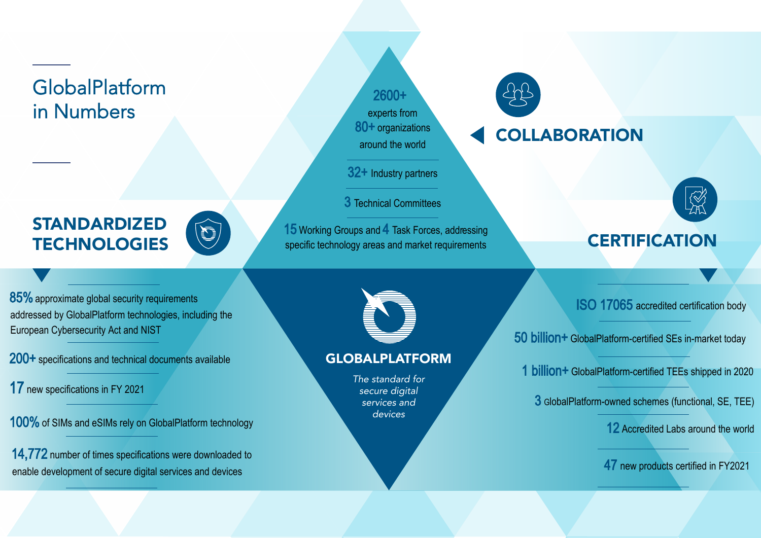# GlobalPlatform in Numbers

## COLLABORATION

**2600+** experts from **80+** organizations around the world

**32+** Industry partners

**3** Technical Committees

**15** Working Groups and **4** Task Forces, addressing specific technology areas and market requirements

## STANDARDIZED TECHNOLOGIES

**85%** approximate global security requirements addressed by GlobalPlatform technologies, including the European Cybersecurity Act and NIST

**200+** specifications and technical documents available

**17** new specifications in FY 2021

**100%** of SIMs and eSIMs rely on GlobalPlatform technology

**14,772** number of times specifications were downloaded to enable development of secure digital services and devices

## GLOBALPLATFORM

*The standard for secure digital services and devices*

## CERTIFICATION

**ISO 17065** accredited certification body

**50 billion+** GlobalPlatform-certified SEs in-market today

**1 billion+** GlobalPlatform-certified TEEs shipped in 2020

**3** GlobalPlatform-owned schemes (functional, SE, TEE)

**12** Accredited Labs around the world

**47** new products certified in FY2021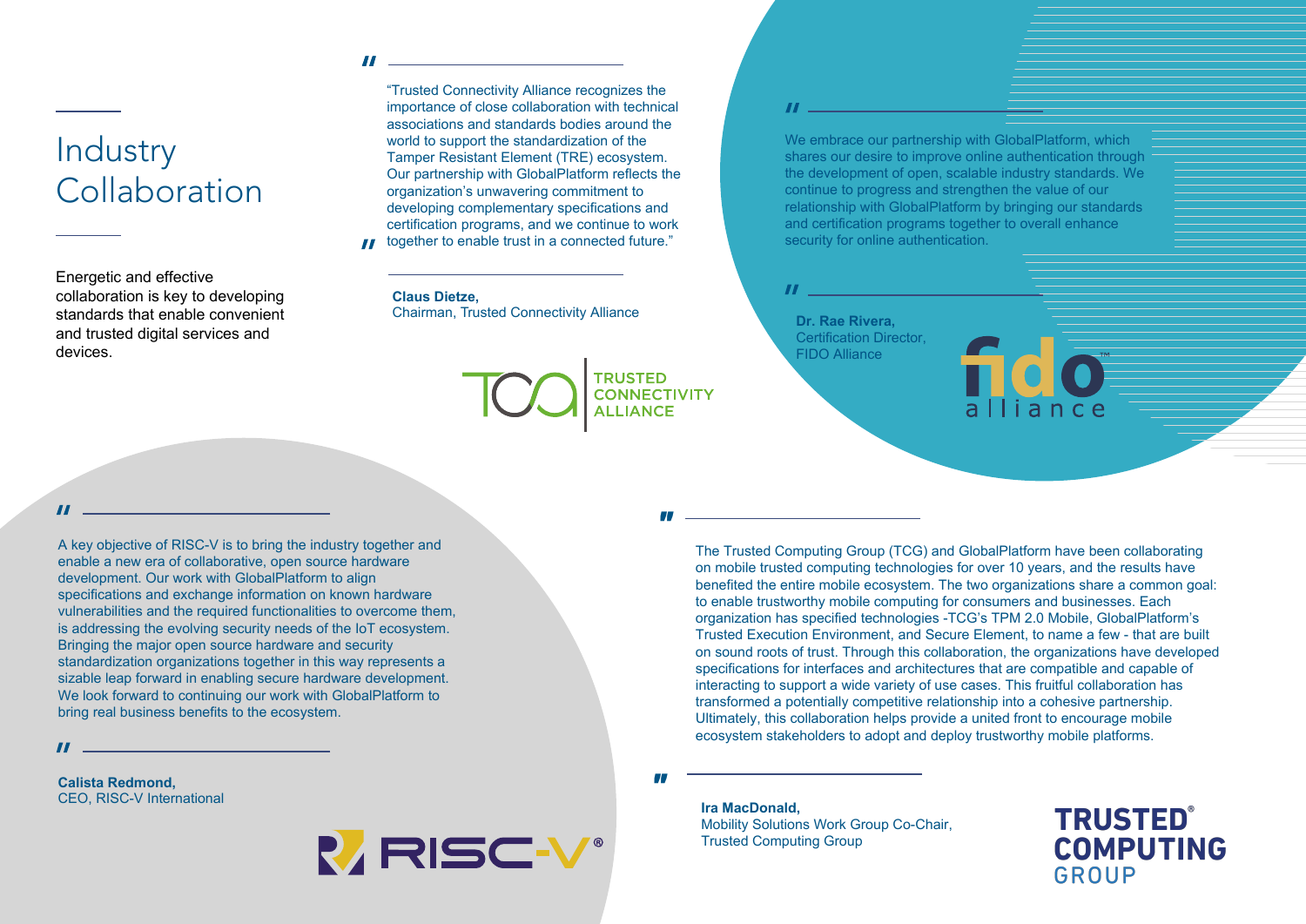# Industry Collaboration

Energetic and effective collaboration is key to developing standards that enable convenient and trusted digital services and devices.

"Trusted Connectivity Alliance recognizes the importance of close collaboration with technical associations and standards bodies around the world to support the standardization of the Tamper Resistant Element (TRE) ecosystem. Our partnership with GlobalPlatform reflects the organization's unwavering commitment to developing complementary specifications and certification programs, and we continue to work together to enable trust in a connected future."

**Claus Dietze,**
Chairman, Trusted Connectivity Alliance

We embrace our partnership with GlobalPlatform, which shares our desire to improve online authentication through the development of open, scalable industry standards. We continue to progress and strengthen the value of our relationship with GlobalPlatform by bringing our standards and certification programs together to overall enhance security for online authentication.

**Dr. Rae Rivera,**
Certification Director,
FIDO Alliance

A key objective of RISC-V is to bring the industry together and enable a new era of collaborative, open source hardware development. Our work with GlobalPlatform to align specifications and exchange information on known hardware vulnerabilities and the required functionalities to overcome them, is addressing the evolving security needs of the IoT ecosystem. Bringing the major open source hardware and security standardization organizations together in this way represents a sizable leap forward in enabling secure hardware development. We look forward to continuing our work with GlobalPlatform to bring real business benefits to the ecosystem.

**Calista Redmond,**
CEO, RISC-V International

The Trusted Computing Group (TCG) and GlobalPlatform have been collaborating on mobile trusted computing technologies for over 10 years, and the results have benefited the entire mobile ecosystem. The two organizations share a common goal: to enable trustworthy mobile computing for consumers and businesses. Each organization has specified technologies -TCG's TPM 2.0 Mobile, GlobalPlatform's Trusted Execution Environment, and Secure Element, to name a few - that are built on sound roots of trust. Through this collaboration, the organizations have developed specifications for interfaces and architectures that are compatible and capable of interacting to support a wide variety of use cases. This fruitful collaboration has transformed a potentially competitive relationship into a cohesive partnership. Ultimately, this collaboration helps provide a united front to encourage mobile ecosystem stakeholders to adopt and deploy trustworthy mobile platforms.

**Ira MacDonald,**
Mobility Solutions Work Group Co-Chair,
Trusted Computing Group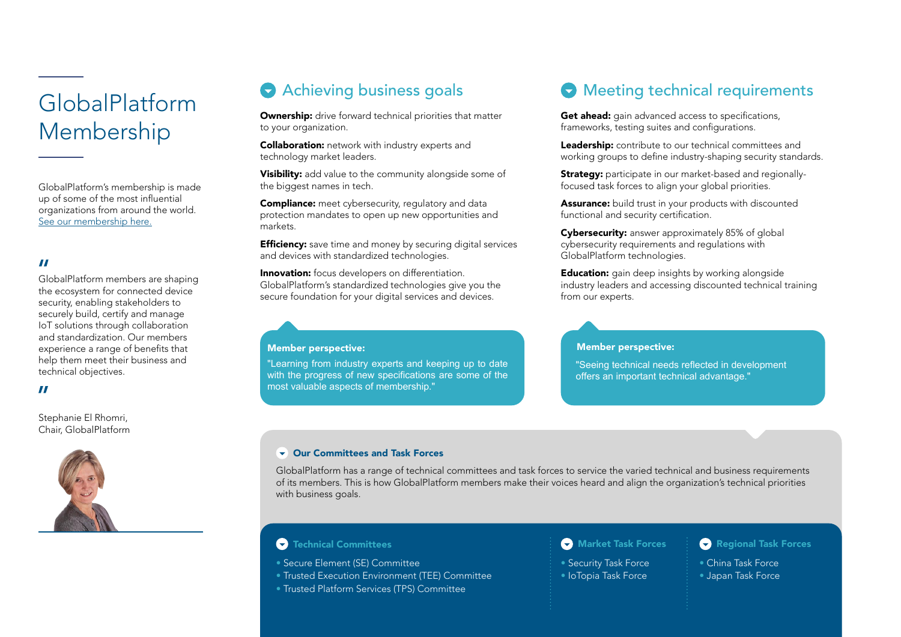# GlobalPlatform Membership

GlobalPlatform's membership is made up of some of the most influential organizations from around the world. [See our membership here.](#)

"

GlobalPlatform members are shaping the ecosystem for connected device security, enabling stakeholders to securely build, certify and manage IoT solutions through collaboration and standardization. Our members experience a range of benefits that help them meet their business and technical objectives.

"

Stephanie El Rhomri,
Chair, GlobalPlatform

## Achieving business goals

**Ownership:** drive forward technical priorities that matter to your organization.

**Collaboration:** network with industry experts and technology market leaders.

**Visibility:** add value to the community alongside some of the biggest names in tech.

**Compliance:** meet cybersecurity, regulatory and data protection mandates to open up new opportunities and markets.

**Efficiency:** save time and money by securing digital services and devices with standardized technologies.

**Innovation:** focus developers on differentiation. GlobalPlatform's standardized technologies give you the secure foundation for your digital services and devices.

**Member perspective:**

"Learning from industry experts and keeping up to date with the progress of new specifications are some of the most valuable aspects of membership."

## Meeting technical requirements

**Get ahead:** gain advanced access to specifications, frameworks, testing suites and configurations.

**Leadership:** contribute to our technical committees and working groups to define industry-shaping security standards.

**Strategy:** participate in our market-based and regionally-focused task forces to align your global priorities.

**Assurance:** build trust in your products with discounted functional and security certification.

**Cybersecurity:** answer approximately 85% of global cybersecurity requirements and regulations with GlobalPlatform technologies.

**Education:** gain deep insights by working alongside industry leaders and accessing discounted technical training from our experts.

**Member perspective:**

"Seeing technical needs reflected in development offers an important technical advantage."

### Our Committees and Task Forces

GlobalPlatform has a range of technical committees and task forces to service the varied technical and business requirements of its members. This is how GlobalPlatform members make their voices heard and align the organization's technical priorities with business goals.

#### Technical Committees

- Secure Element (SE) Committee
- Trusted Execution Environment (TEE) Committee
- Trusted Platform Services (TPS) Committee

#### Market Task Forces

- Security Task Force
- IoTopia Task Force

#### Regional Task Forces

- China Task Force
- Japan Task Force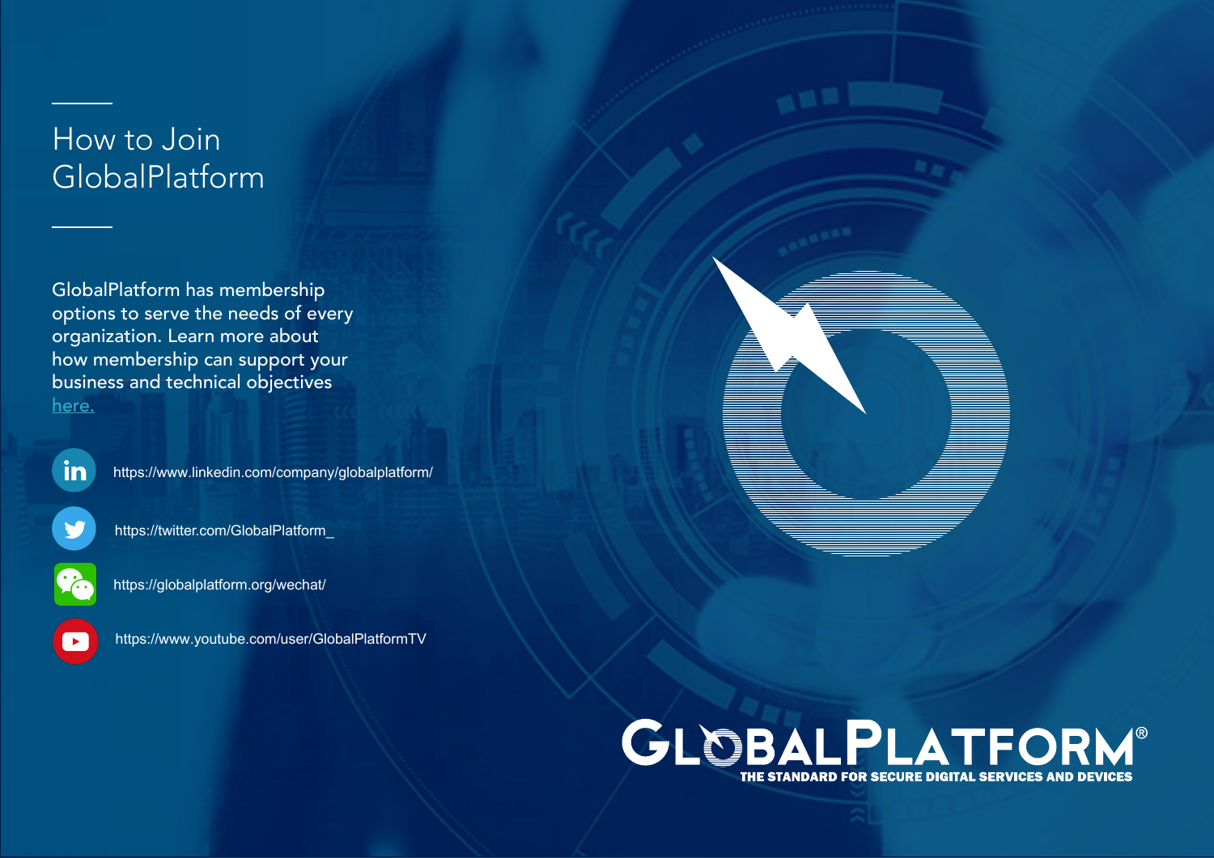# How to Join GlobalPlatform

GlobalPlatform has membership options to serve the needs of every organization. Learn more about how membership can support your business and technical objectives here.

https://www.linkedin.com/company/globalplatform/

https://twitter.com/GlobalPlatform_

https://globalplatform.org/wechat/

https://www.youtube.com/user/GlobalPlatformTV

GLOBALPLATFORM®

THE STANDARD FOR SECURE DIGITAL SERVICES AND DEVICES